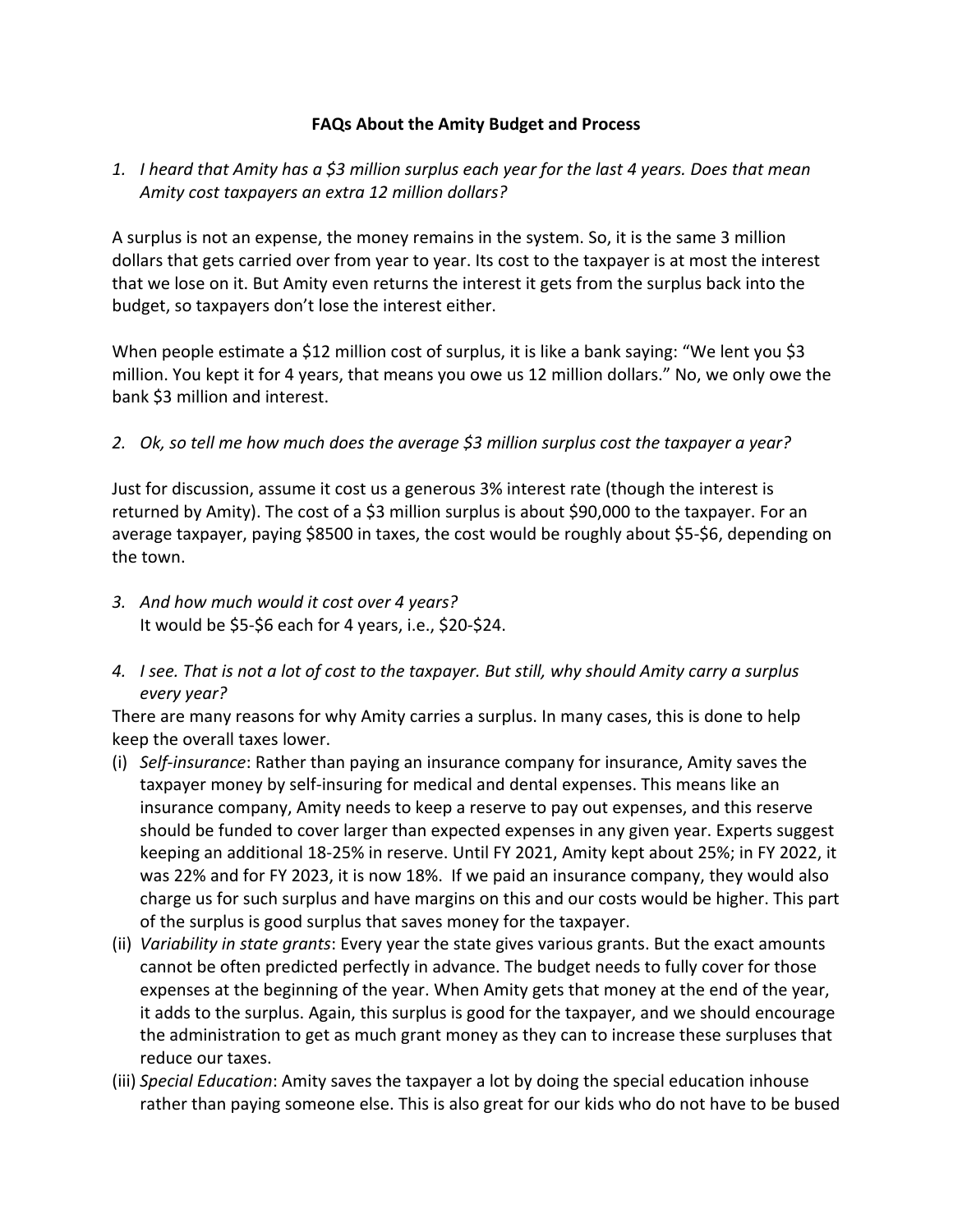**FAQs About the Amity Budget and Process**

1. *I heard that Amity has a $3 million surplus each year for the last 4 years. Does that mean Amity cost taxpayers an extra 12 million dollars?*

A surplus is not an expense, the money remains in the system. So, it is the same 3 million dollars that gets carried over from year to year. Its cost to the taxpayer is at most the interest that we lose on it. But Amity even returns the interest it gets from the surplus back into the budget, so taxpayers don't lose the interest either.

When people estimate a $12 million cost of surplus, it is like a bank saying: "We lent you $3 million. You kept it for 4 years, that means you owe us 12 million dollars." No, we only owe the bank $3 million and interest.

2. *Ok, so tell me how much does the average $3 million surplus cost the taxpayer a year?*

Just for discussion, assume it cost us a generous 3% interest rate (though the interest is returned by Amity). The cost of a $3 million surplus is about $90,000 to the taxpayer. For an average taxpayer, paying $8500 in taxes, the cost would be roughly about $5-$6, depending on the town.

3. *And how much would it cost over 4 years?*
   It would be $5-$6 each for 4 years, i.e., $20-$24.

4. *I see. That is not a lot of cost to the taxpayer. But still, why should Amity carry a surplus every year?*

There are many reasons for why Amity carries a surplus. In many cases, this is done to help keep the overall taxes lower.

(i) *Self-insurance*: Rather than paying an insurance company for insurance, Amity saves the taxpayer money by self-insuring for medical and dental expenses. This means like an insurance company, Amity needs to keep a reserve to pay out expenses, and this reserve should be funded to cover larger than expected expenses in any given year. Experts suggest keeping an additional 18-25% in reserve. Until FY 2021, Amity kept about 25%; in FY 2022, it was 22% and for FY 2023, it is now 18%. If we paid an insurance company, they would also charge us for such surplus and have margins on this and our costs would be higher. This part of the surplus is good surplus that saves money for the taxpayer.

(ii) *Variability in state grants*: Every year the state gives various grants. But the exact amounts cannot be often predicted perfectly in advance. The budget needs to fully cover for those expenses at the beginning of the year. When Amity gets that money at the end of the year, it adds to the surplus. Again, this surplus is good for the taxpayer, and we should encourage the administration to get as much grant money as they can to increase these surpluses that reduce our taxes.

(iii) *Special Education*: Amity saves the taxpayer a lot by doing the special education inhouse rather than paying someone else. This is also great for our kids who do not have to be bused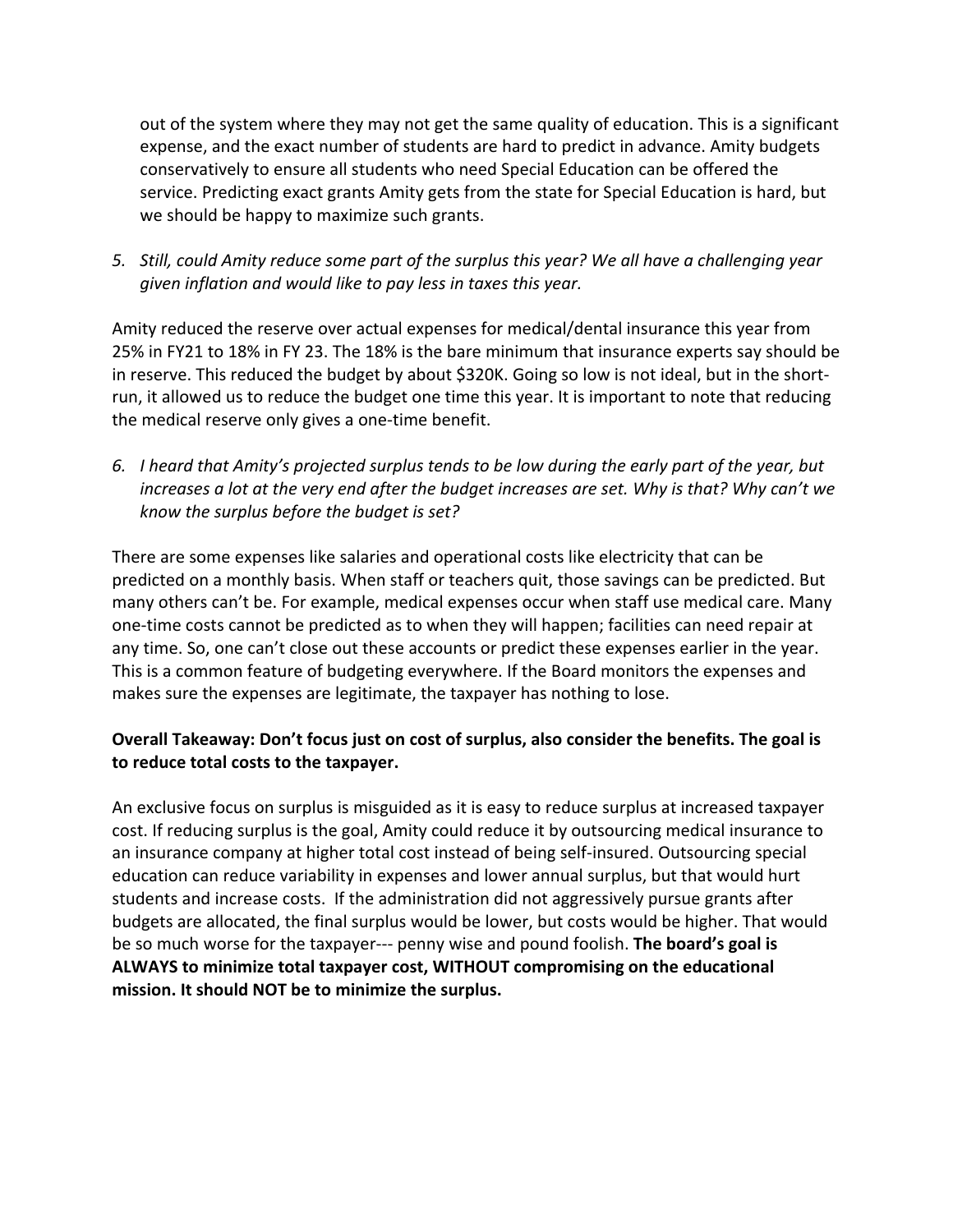out of the system where they may not get the same quality of education. This is a significant expense, and the exact number of students are hard to predict in advance. Amity budgets conservatively to ensure all students who need Special Education can be offered the service. Predicting exact grants Amity gets from the state for Special Education is hard, but we should be happy to maximize such grants.

5. *Still, could Amity reduce some part of the surplus this year? We all have a challenging year given inflation and would like to pay less in taxes this year.*

Amity reduced the reserve over actual expenses for medical/dental insurance this year from 25% in FY21 to 18% in FY 23. The 18% is the bare minimum that insurance experts say should be in reserve. This reduced the budget by about $320K. Going so low is not ideal, but in the short-run, it allowed us to reduce the budget one time this year. It is important to note that reducing the medical reserve only gives a one-time benefit.

6. *I heard that Amity's projected surplus tends to be low during the early part of the year, but increases a lot at the very end after the budget increases are set. Why is that? Why can't we know the surplus before the budget is set?*

There are some expenses like salaries and operational costs like electricity that can be predicted on a monthly basis. When staff or teachers quit, those savings can be predicted. But many others can't be. For example, medical expenses occur when staff use medical care. Many one-time costs cannot be predicted as to when they will happen; facilities can need repair at any time. So, one can't close out these accounts or predict these expenses earlier in the year. This is a common feature of budgeting everywhere. If the Board monitors the expenses and makes sure the expenses are legitimate, the taxpayer has nothing to lose.

**Overall Takeaway: Don't focus just on cost of surplus, also consider the benefits. The goal is to reduce total costs to the taxpayer.**

An exclusive focus on surplus is misguided as it is easy to reduce surplus at increased taxpayer cost. If reducing surplus is the goal, Amity could reduce it by outsourcing medical insurance to an insurance company at higher total cost instead of being self-insured. Outsourcing special education can reduce variability in expenses and lower annual surplus, but that would hurt students and increase costs. If the administration did not aggressively pursue grants after budgets are allocated, the final surplus would be lower, but costs would be higher. That would be so much worse for the taxpayer--- penny wise and pound foolish. **The board's goal is ALWAYS to minimize total taxpayer cost, WITHOUT compromising on the educational mission. It should NOT be to minimize the surplus.**